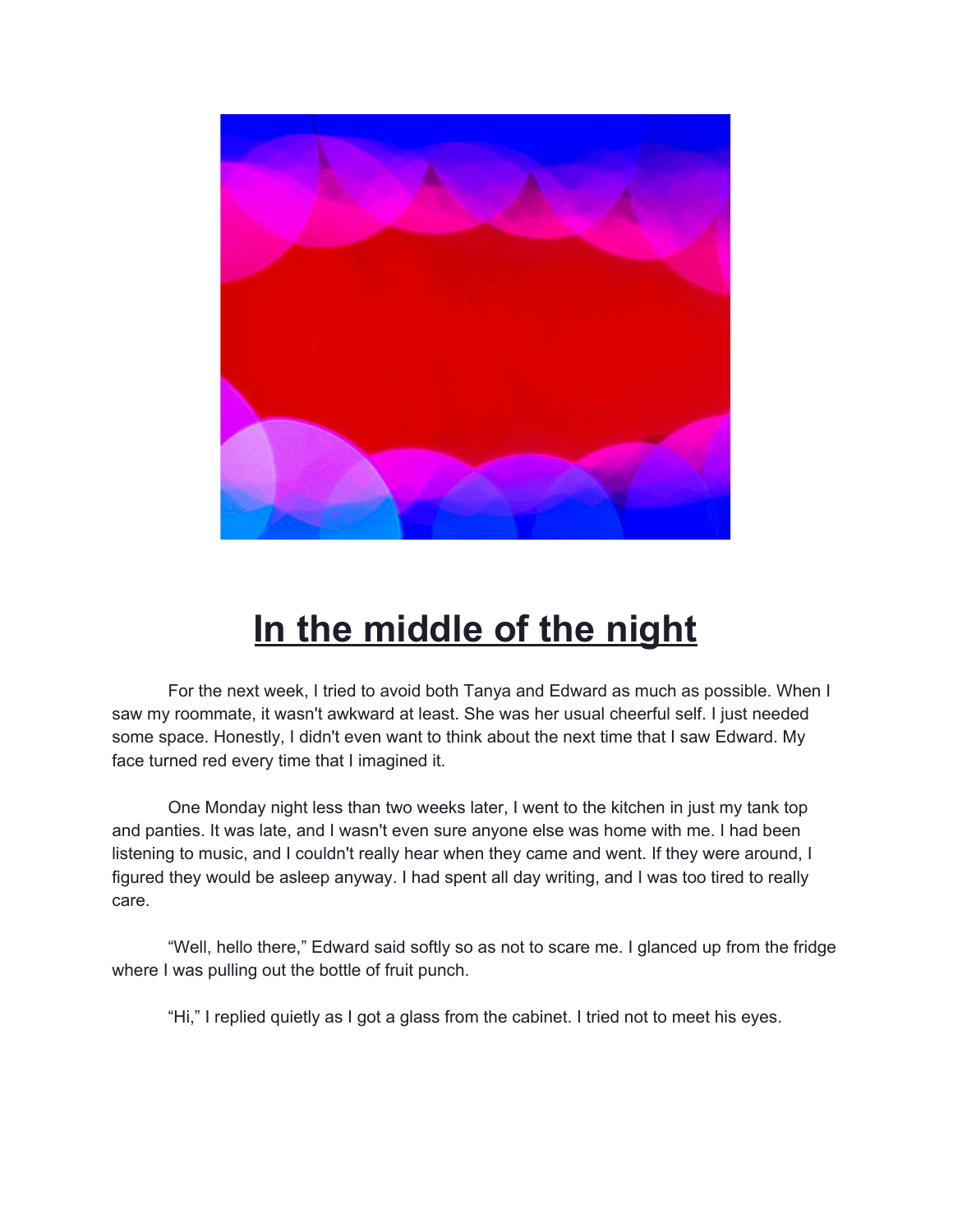# In the middle of the night

For the next week, I tried to avoid both Tanya and Edward as much as possible. When I saw my roommate, it wasn't awkward at least. She was her usual cheerful self. I just needed some space. Honestly, I didn't even want to think about the next time that I saw Edward. My face turned red every time that I imagined it.

One Monday night less than two weeks later, I went to the kitchen in just my tank top and panties. It was late, and I wasn't even sure anyone else was home with me. I had been listening to music, and I couldn't really hear when they came and went. If they were around, I figured they would be asleep anyway. I had spent all day writing, and I was too tired to really care.

"Well, hello there," Edward said softly so as not to scare me. I glanced up from the fridge where I was pulling out the bottle of fruit punch.

"Hi," I replied quietly as I got a glass from the cabinet. I tried not to meet his eyes.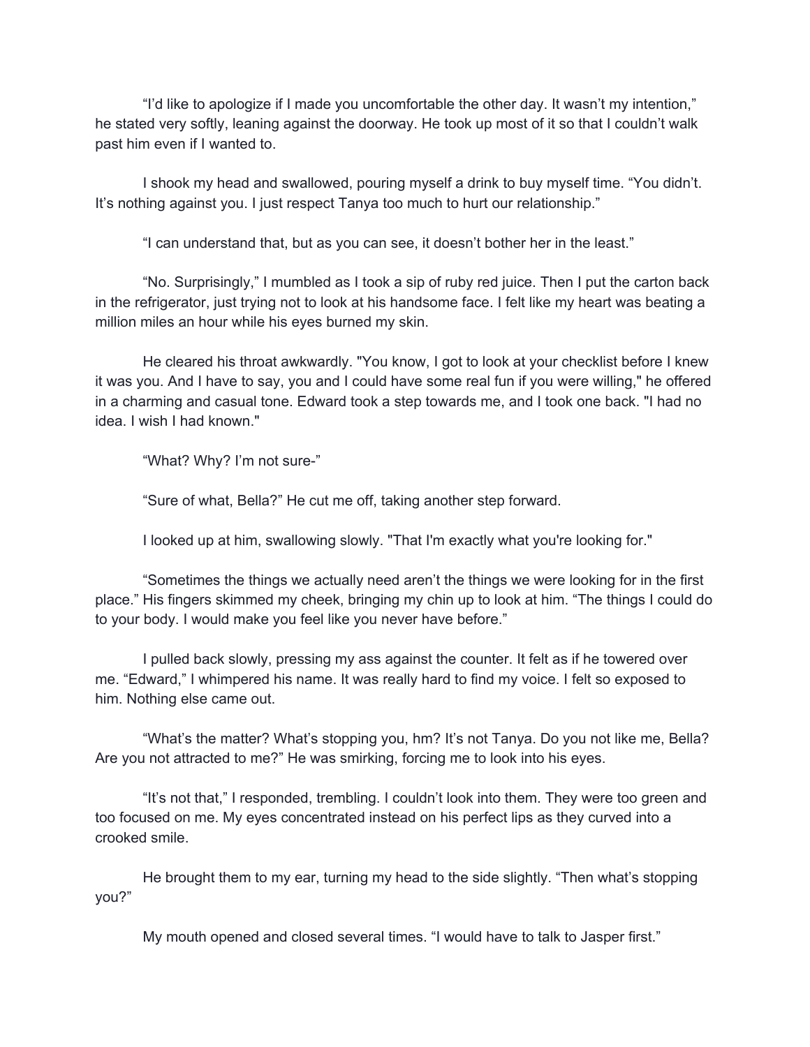"I'd like to apologize if I made you uncomfortable the other day. It wasn't my intention," he stated very softly, leaning against the doorway. He took up most of it so that I couldn't walk past him even if I wanted to.

I shook my head and swallowed, pouring myself a drink to buy myself time. "You didn't. It's nothing against you. I just respect Tanya too much to hurt our relationship."

"I can understand that, but as you can see, it doesn't bother her in the least."

"No. Surprisingly," I mumbled as I took a sip of ruby red juice. Then I put the carton back in the refrigerator, just trying not to look at his handsome face. I felt like my heart was beating a million miles an hour while his eyes burned my skin.

He cleared his throat awkwardly. "You know, I got to look at your checklist before I knew it was you. And I have to say, you and I could have some real fun if you were willing," he offered in a charming and casual tone. Edward took a step towards me, and I took one back. "I had no idea. I wish I had known."

"What? Why? I'm not sure-"

"Sure of what, Bella?" He cut me off, taking another step forward.

I looked up at him, swallowing slowly. "That I'm exactly what you're looking for."

"Sometimes the things we actually need aren't the things we were looking for in the first place." His fingers skimmed my cheek, bringing my chin up to look at him. "The things I could do to your body. I would make you feel like you never have before."

I pulled back slowly, pressing my ass against the counter. It felt as if he towered over me. "Edward," I whimpered his name. It was really hard to find my voice. I felt so exposed to him. Nothing else came out.

"What's the matter? What's stopping you, hm? It's not Tanya. Do you not like me, Bella? Are you not attracted to me?" He was smirking, forcing me to look into his eyes.

"It's not that," I responded, trembling. I couldn't look into them. They were too green and too focused on me. My eyes concentrated instead on his perfect lips as they curved into a crooked smile.

He brought them to my ear, turning my head to the side slightly. "Then what's stopping you?"

My mouth opened and closed several times. "I would have to talk to Jasper first."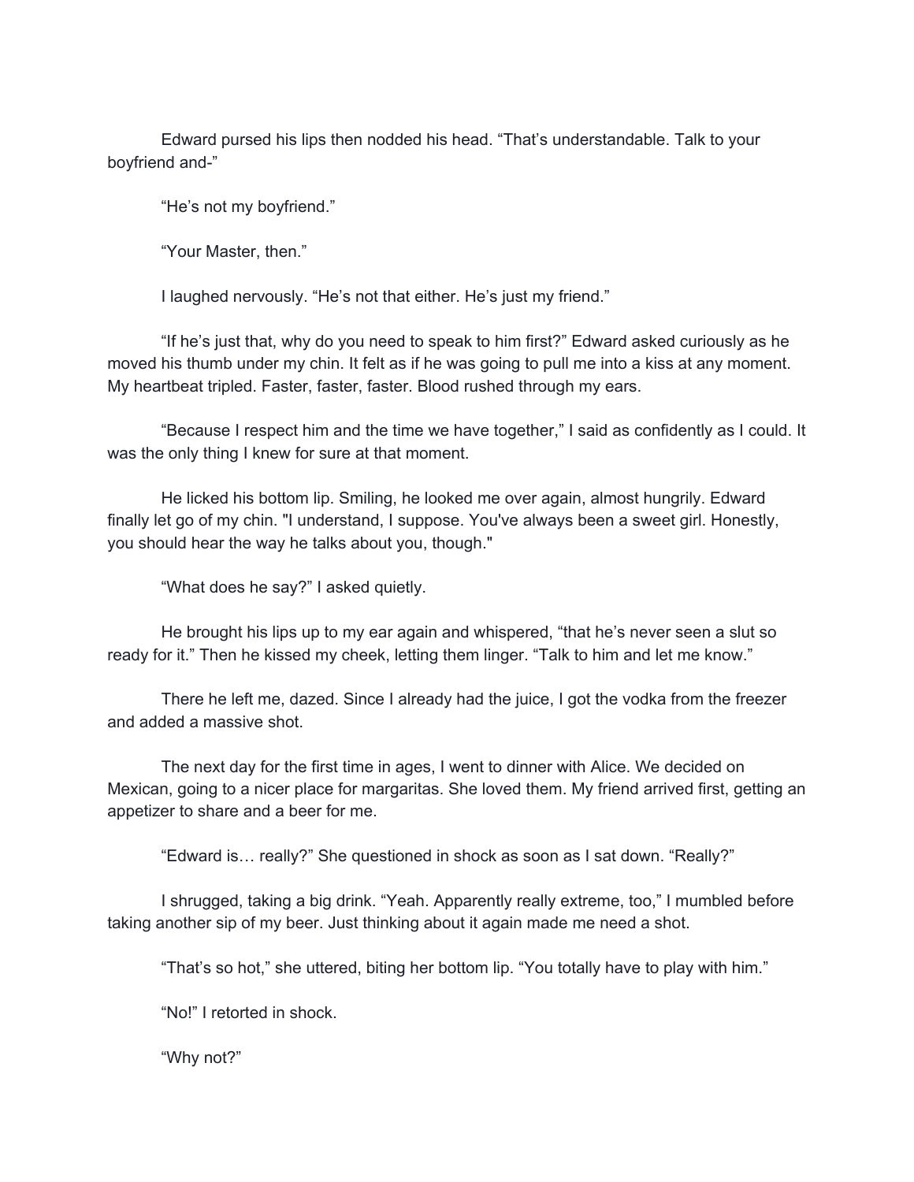Edward pursed his lips then nodded his head. “That’s understandable. Talk to your boyfriend and-”

“He’s not my boyfriend.”

“Your Master, then.”

I laughed nervously. “He’s not that either. He’s just my friend.”

“If he’s just that, why do you need to speak to him first?” Edward asked curiously as he moved his thumb under my chin. It felt as if he was going to pull me into a kiss at any moment. My heartbeat tripled. Faster, faster, faster. Blood rushed through my ears.

“Because I respect him and the time we have together,” I said as confidently as I could. It was the only thing I knew for sure at that moment.

He licked his bottom lip. Smiling, he looked me over again, almost hungrily. Edward finally let go of my chin. "I understand, I suppose. You've always been a sweet girl. Honestly, you should hear the way he talks about you, though."

“What does he say?” I asked quietly.

He brought his lips up to my ear again and whispered, “that he’s never seen a slut so ready for it.” Then he kissed my cheek, letting them linger. “Talk to him and let me know.”

There he left me, dazed. Since I already had the juice, I got the vodka from the freezer and added a massive shot.

The next day for the first time in ages, I went to dinner with Alice. We decided on Mexican, going to a nicer place for margaritas. She loved them. My friend arrived first, getting an appetizer to share and a beer for me.

“Edward is… really?” She questioned in shock as soon as I sat down. “Really?”

I shrugged, taking a big drink. “Yeah. Apparently really extreme, too,” I mumbled before taking another sip of my beer. Just thinking about it again made me need a shot.

“That’s so hot,” she uttered, biting her bottom lip. “You totally have to play with him.”

“No!” I retorted in shock.

“Why not?”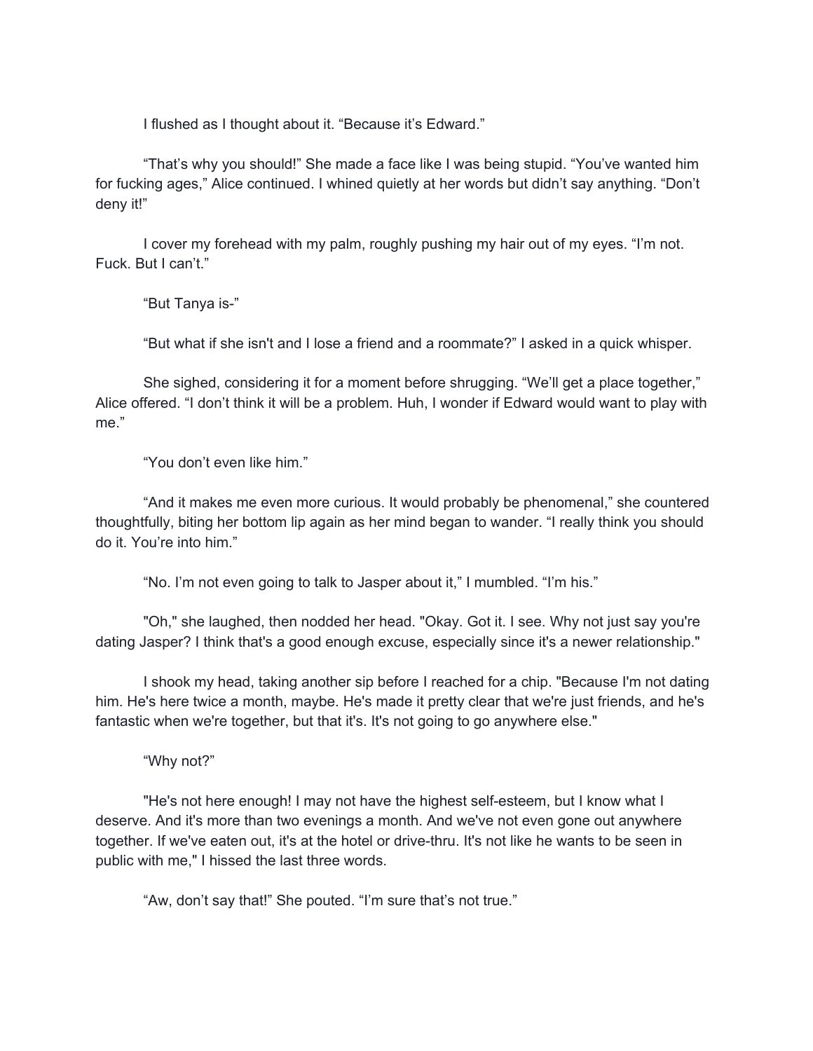I flushed as I thought about it. "Because it's Edward."

"That's why you should!" She made a face like I was being stupid. "You've wanted him for fucking ages," Alice continued. I whined quietly at her words but didn't say anything. "Don't deny it!"

I cover my forehead with my palm, roughly pushing my hair out of my eyes. "I'm not. Fuck. But I can't."

"But Tanya is-"

"But what if she isn't and I lose a friend and a roommate?" I asked in a quick whisper.

She sighed, considering it for a moment before shrugging. "We'll get a place together," Alice offered. "I don't think it will be a problem. Huh, I wonder if Edward would want to play with me."

"You don't even like him."

"And it makes me even more curious. It would probably be phenomenal," she countered thoughtfully, biting her bottom lip again as her mind began to wander. "I really think you should do it. You're into him."

"No. I'm not even going to talk to Jasper about it," I mumbled. "I'm his."

"Oh," she laughed, then nodded her head. "Okay. Got it. I see. Why not just say you're dating Jasper? I think that's a good enough excuse, especially since it's a newer relationship."

I shook my head, taking another sip before I reached for a chip. "Because I'm not dating him. He's here twice a month, maybe. He's made it pretty clear that we're just friends, and he's fantastic when we're together, but that it's. It's not going to go anywhere else."

"Why not?"

"He's not here enough! I may not have the highest self-esteem, but I know what I deserve. And it's more than two evenings a month. And we've not even gone out anywhere together. If we've eaten out, it's at the hotel or drive-thru. It's not like he wants to be seen in public with me," I hissed the last three words.

"Aw, don't say that!" She pouted. "I'm sure that's not true."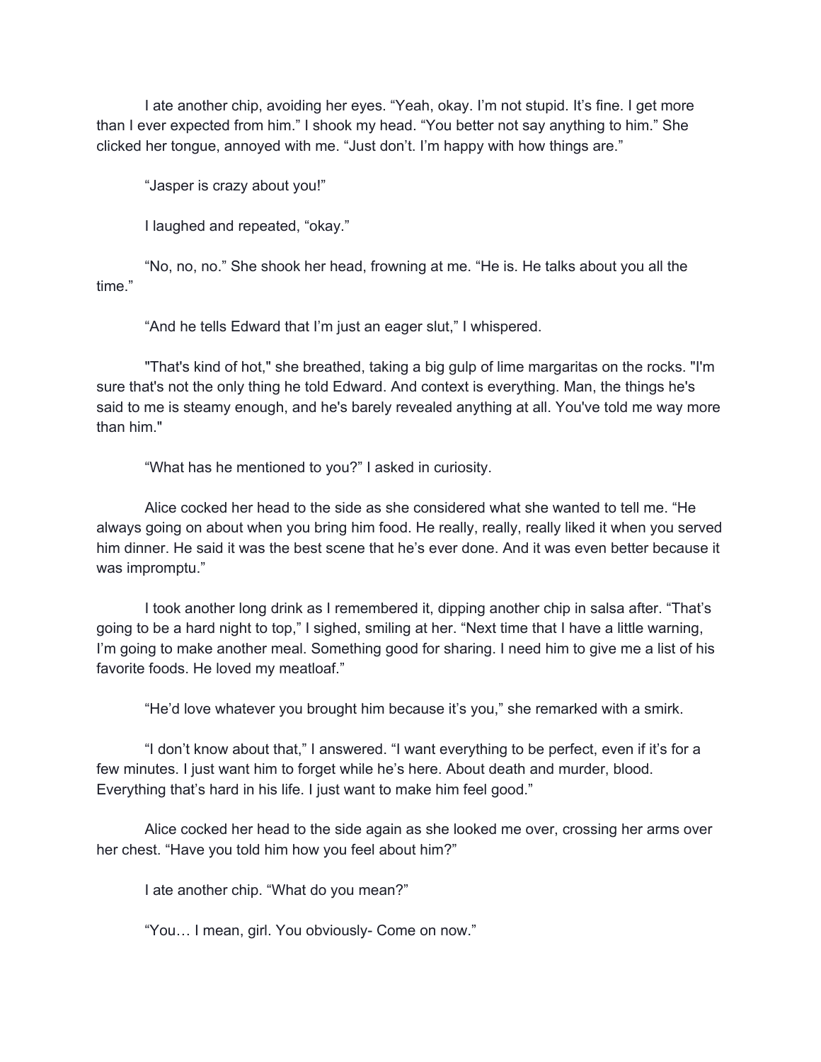I ate another chip, avoiding her eyes. "Yeah, okay. I'm not stupid. It's fine. I get more than I ever expected from him." I shook my head. "You better not say anything to him." She clicked her tongue, annoyed with me. "Just don't. I'm happy with how things are."

"Jasper is crazy about you!"

I laughed and repeated, "okay."

"No, no, no." She shook her head, frowning at me. "He is. He talks about you all the time."

"And he tells Edward that I'm just an eager slut," I whispered.

"That's kind of hot," she breathed, taking a big gulp of lime margaritas on the rocks. "I'm sure that's not the only thing he told Edward. And context is everything. Man, the things he's said to me is steamy enough, and he's barely revealed anything at all. You've told me way more than him."

"What has he mentioned to you?" I asked in curiosity.

Alice cocked her head to the side as she considered what she wanted to tell me. "He always going on about when you bring him food. He really, really, really liked it when you served him dinner. He said it was the best scene that he's ever done. And it was even better because it was impromptu."

I took another long drink as I remembered it, dipping another chip in salsa after. "That's going to be a hard night to top," I sighed, smiling at her. "Next time that I have a little warning, I'm going to make another meal. Something good for sharing. I need him to give me a list of his favorite foods. He loved my meatloaf."

"He'd love whatever you brought him because it's you," she remarked with a smirk.

"I don't know about that," I answered. "I want everything to be perfect, even if it's for a few minutes. I just want him to forget while he's here. About death and murder, blood. Everything that's hard in his life. I just want to make him feel good."

Alice cocked her head to the side again as she looked me over, crossing her arms over her chest. "Have you told him how you feel about him?"

I ate another chip. "What do you mean?"

"You… I mean, girl. You obviously- Come on now."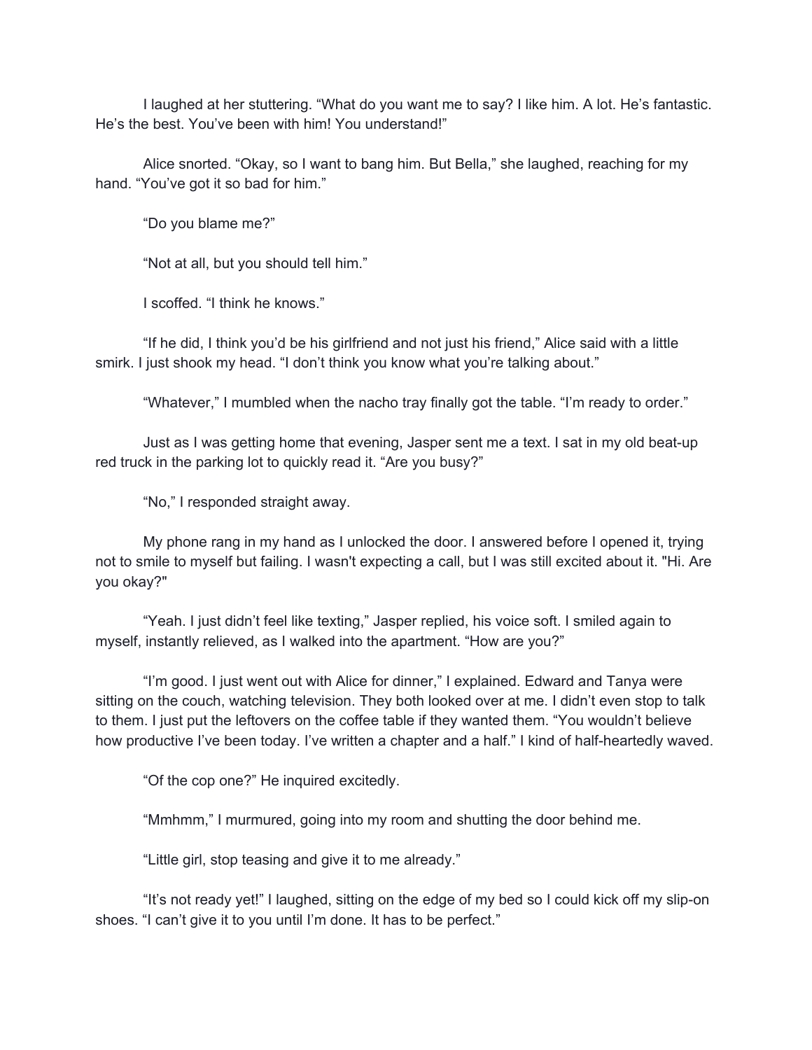I laughed at her stuttering. “What do you want me to say? I like him. A lot. He’s fantastic. He’s the best. You’ve been with him! You understand!”

Alice snorted. “Okay, so I want to bang him. But Bella,” she laughed, reaching for my hand. “You’ve got it so bad for him.”

“Do you blame me?”

“Not at all, but you should tell him.”

I scoffed. “I think he knows.”

“If he did, I think you’d be his girlfriend and not just his friend,” Alice said with a little smirk. I just shook my head. “I don’t think you know what you’re talking about.”

“Whatever,” I mumbled when the nacho tray finally got the table. “I’m ready to order.”

Just as I was getting home that evening, Jasper sent me a text. I sat in my old beat-up red truck in the parking lot to quickly read it. “Are you busy?”

“No,” I responded straight away.

My phone rang in my hand as I unlocked the door. I answered before I opened it, trying not to smile to myself but failing. I wasn't expecting a call, but I was still excited about it. "Hi. Are you okay?"

“Yeah. I just didn’t feel like texting,” Jasper replied, his voice soft. I smiled again to myself, instantly relieved, as I walked into the apartment. “How are you?”

“I’m good. I just went out with Alice for dinner,” I explained. Edward and Tanya were sitting on the couch, watching television. They both looked over at me. I didn’t even stop to talk to them. I just put the leftovers on the coffee table if they wanted them. “You wouldn’t believe how productive I’ve been today. I’ve written a chapter and a half.” I kind of half-heartedly waved.

“Of the cop one?” He inquired excitedly.

“Mmhmm,” I murmured, going into my room and shutting the door behind me.

“Little girl, stop teasing and give it to me already.”

“It’s not ready yet!” I laughed, sitting on the edge of my bed so I could kick off my slip-on shoes. “I can’t give it to you until I’m done. It has to be perfect.”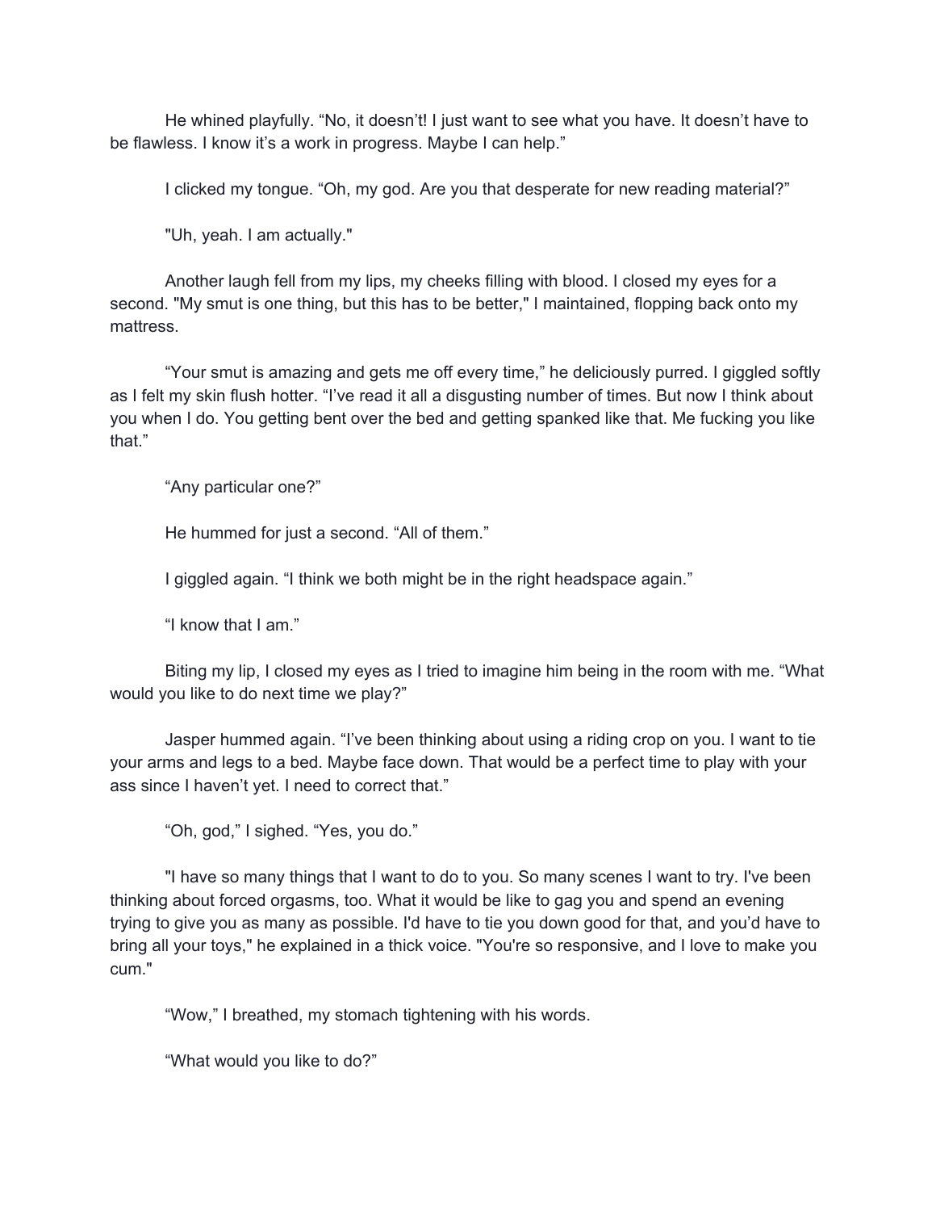He whined playfully. "No, it doesn't! I just want to see what you have. It doesn't have to be flawless. I know it's a work in progress. Maybe I can help."

I clicked my tongue. "Oh, my god. Are you that desperate for new reading material?"

"Uh, yeah. I am actually."

Another laugh fell from my lips, my cheeks filling with blood. I closed my eyes for a second. "My smut is one thing, but this has to be better," I maintained, flopping back onto my mattress.

"Your smut is amazing and gets me off every time," he deliciously purred. I giggled softly as I felt my skin flush hotter. "I've read it all a disgusting number of times. But now I think about you when I do. You getting bent over the bed and getting spanked like that. Me fucking you like that."

"Any particular one?"

He hummed for just a second. "All of them."

I giggled again. "I think we both might be in the right headspace again."

"I know that I am."

Biting my lip, I closed my eyes as I tried to imagine him being in the room with me. "What would you like to do next time we play?"

Jasper hummed again. "I've been thinking about using a riding crop on you. I want to tie your arms and legs to a bed. Maybe face down. That would be a perfect time to play with your ass since I haven't yet. I need to correct that."

"Oh, god," I sighed. "Yes, you do."

"I have so many things that I want to do to you. So many scenes I want to try. I've been thinking about forced orgasms, too. What it would be like to gag you and spend an evening trying to give you as many as possible. I'd have to tie you down good for that, and you'd have to bring all your toys," he explained in a thick voice. "You're so responsive, and I love to make you cum."

"Wow," I breathed, my stomach tightening with his words.

"What would you like to do?"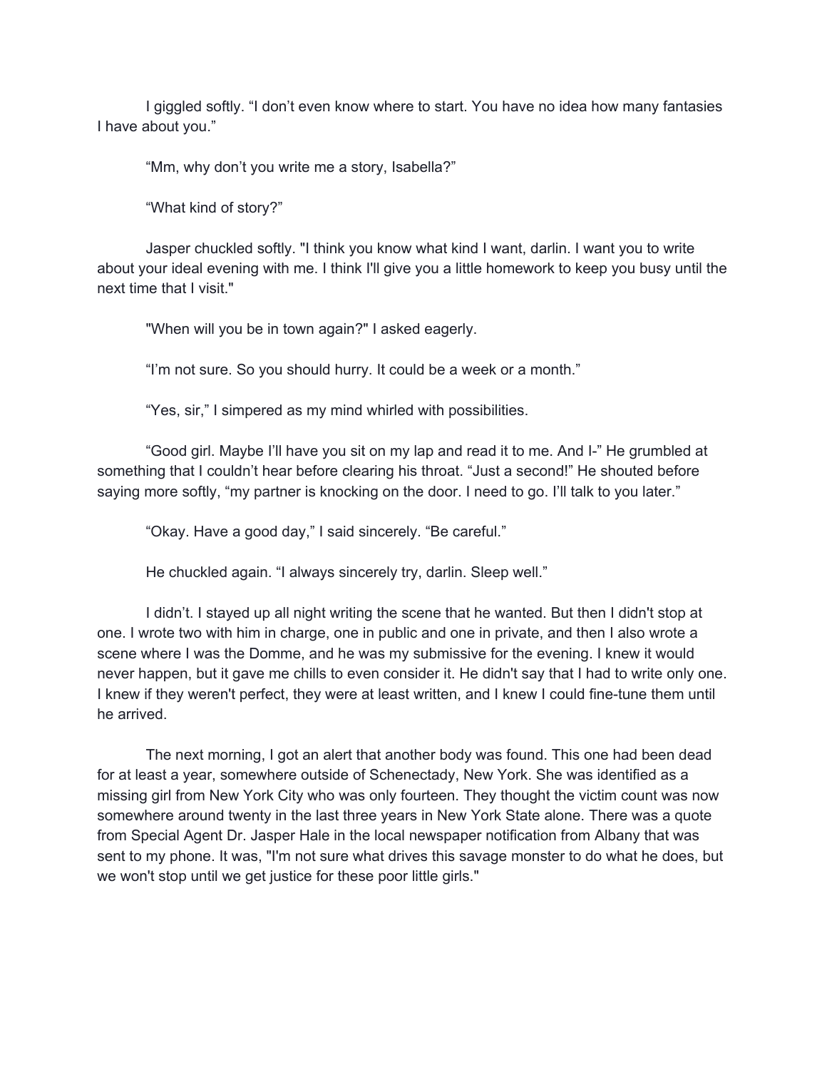I giggled softly. “I don’t even know where to start. You have no idea how many fantasies I have about you.”

“Mm, why don’t you write me a story, Isabella?”

“What kind of story?”

Jasper chuckled softly. "I think you know what kind I want, darlin. I want you to write about your ideal evening with me. I think I'll give you a little homework to keep you busy until the next time that I visit."

"When will you be in town again?" I asked eagerly.

“I’m not sure. So you should hurry. It could be a week or a month.”

“Yes, sir,” I simpered as my mind whirled with possibilities.

“Good girl. Maybe I’ll have you sit on my lap and read it to me. And I-” He grumbled at something that I couldn’t hear before clearing his throat. “Just a second!” He shouted before saying more softly, “my partner is knocking on the door. I need to go. I’ll talk to you later.”

“Okay. Have a good day,” I said sincerely. “Be careful.”

He chuckled again. “I always sincerely try, darlin. Sleep well.”

I didn’t. I stayed up all night writing the scene that he wanted. But then I didn't stop at one. I wrote two with him in charge, one in public and one in private, and then I also wrote a scene where I was the Domme, and he was my submissive for the evening. I knew it would never happen, but it gave me chills to even consider it. He didn't say that I had to write only one. I knew if they weren't perfect, they were at least written, and I knew I could fine-tune them until he arrived.

The next morning, I got an alert that another body was found. This one had been dead for at least a year, somewhere outside of Schenectady, New York. She was identified as a missing girl from New York City who was only fourteen. They thought the victim count was now somewhere around twenty in the last three years in New York State alone. There was a quote from Special Agent Dr. Jasper Hale in the local newspaper notification from Albany that was sent to my phone. It was, "I'm not sure what drives this savage monster to do what he does, but we won't stop until we get justice for these poor little girls."